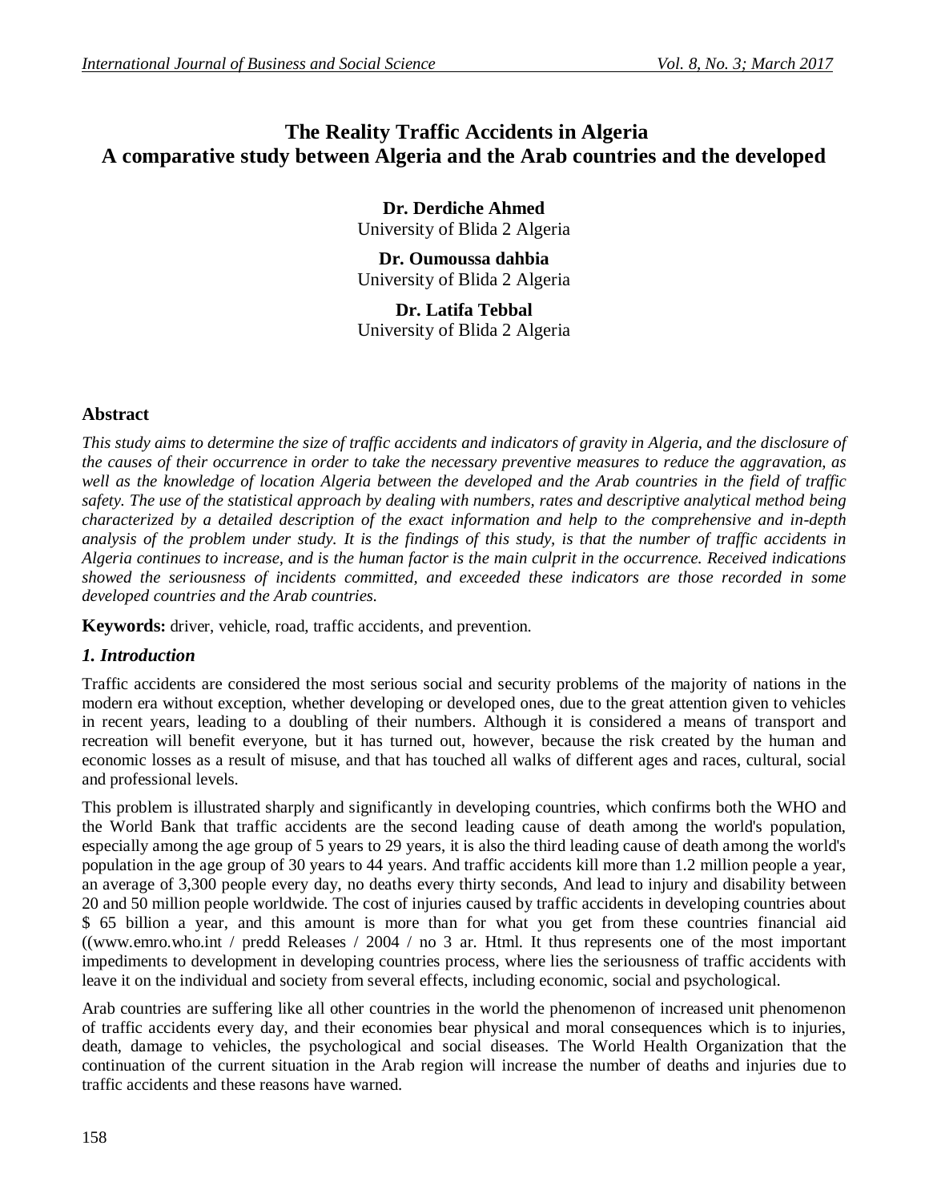# The Reality Traffic Accidents in Algeria
# A comparative study between Algeria and the Arab countries and the developed

**Dr. Derdiche Ahmed**
University of Blida 2 Algeria

**Dr. Oumoussa dahbia**
University of Blida 2 Algeria

**Dr. Latifa Tebbal**
University of Blida 2 Algeria

## Abstract

*This study aims to determine the size of traffic accidents and indicators of gravity in Algeria, and the disclosure of the causes of their occurrence in order to take the necessary preventive measures to reduce the aggravation, as well as the knowledge of location Algeria between the developed and the Arab countries in the field of traffic safety. The use of the statistical approach by dealing with numbers, rates and descriptive analytical method being characterized by a detailed description of the exact information and help to the comprehensive and in-depth analysis of the problem under study. It is the findings of this study, is that the number of traffic accidents in Algeria continues to increase, and is the human factor is the main culprit in the occurrence. Received indications showed the seriousness of incidents committed, and exceeded these indicators are those recorded in some developed countries and the Arab countries.*

**Keywords:** driver, vehicle, road, traffic accidents, and prevention.

## *1. Introduction*

Traffic accidents are considered the most serious social and security problems of the majority of nations in the modern era without exception, whether developing or developed ones, due to the great attention given to vehicles in recent years, leading to a doubling of their numbers. Although it is considered a means of transport and recreation will benefit everyone, but it has turned out, however, because the risk created by the human and economic losses as a result of misuse, and that has touched all walks of different ages and races, cultural, social and professional levels.

This problem is illustrated sharply and significantly in developing countries, which confirms both the WHO and the World Bank that traffic accidents are the second leading cause of death among the world's population, especially among the age group of 5 years to 29 years, it is also the third leading cause of death among the world's population in the age group of 30 years to 44 years. And traffic accidents kill more than 1.2 million people a year, an average of 3,300 people every day, no deaths every thirty seconds, And lead to injury and disability between 20 and 50 million people worldwide. The cost of injuries caused by traffic accidents in developing countries about $ 65 billion a year, and this amount is more than for what you get from these countries financial aid ((www.emro.who.int / predd Releases / 2004 / no 3 ar. Html. It thus represents one of the most important impediments to development in developing countries process, where lies the seriousness of traffic accidents with leave it on the individual and society from several effects, including economic, social and psychological.

Arab countries are suffering like all other countries in the world the phenomenon of increased unit phenomenon of traffic accidents every day, and their economies bear physical and moral consequences which is to injuries, death, damage to vehicles, the psychological and social diseases. The World Health Organization that the continuation of the current situation in the Arab region will increase the number of deaths and injuries due to traffic accidents and these reasons have warned.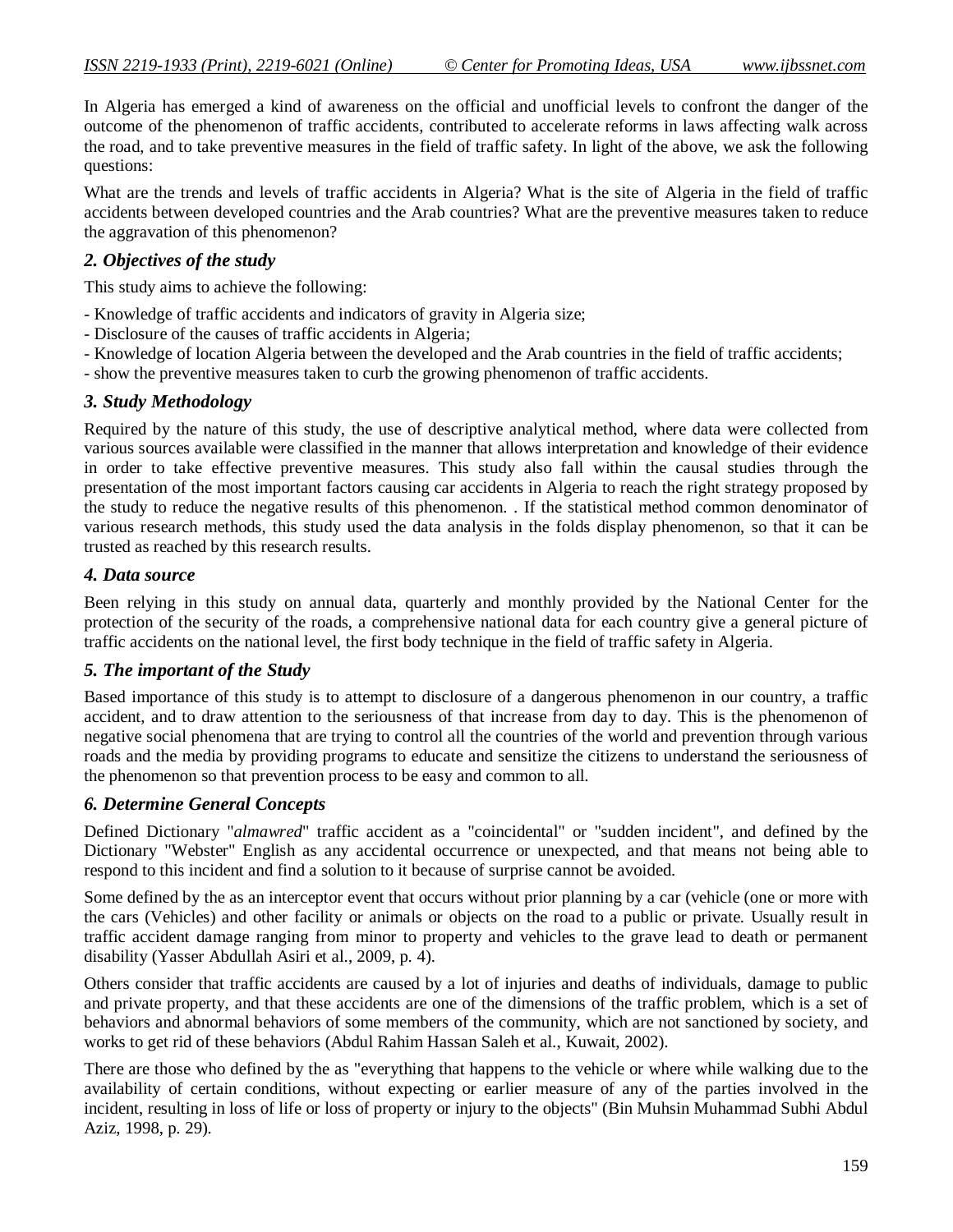In Algeria has emerged a kind of awareness on the official and unofficial levels to confront the danger of the outcome of the phenomenon of traffic accidents, contributed to accelerate reforms in laws affecting walk across the road, and to take preventive measures in the field of traffic safety. In light of the above, we ask the following questions:

What are the trends and levels of traffic accidents in Algeria? What is the site of Algeria in the field of traffic accidents between developed countries and the Arab countries? What are the preventive measures taken to reduce the aggravation of this phenomenon?

### *2. Objectives of the study*

This study aims to achieve the following:

- Knowledge of traffic accidents and indicators of gravity in Algeria size;
- Disclosure of the causes of traffic accidents in Algeria;
- Knowledge of location Algeria between the developed and the Arab countries in the field of traffic accidents;
- show the preventive measures taken to curb the growing phenomenon of traffic accidents.

### *3. Study Methodology*

Required by the nature of this study, the use of descriptive analytical method, where data were collected from various sources available were classified in the manner that allows interpretation and knowledge of their evidence in order to take effective preventive measures. This study also fall within the causal studies through the presentation of the most important factors causing car accidents in Algeria to reach the right strategy proposed by the study to reduce the negative results of this phenomenon. . If the statistical method common denominator of various research methods, this study used the data analysis in the folds display phenomenon, so that it can be trusted as reached by this research results.

### *4. Data source*

Been relying in this study on annual data, quarterly and monthly provided by the National Center for the protection of the security of the roads, a comprehensive national data for each country give a general picture of traffic accidents on the national level, the first body technique in the field of traffic safety in Algeria.

### *5. The important of the Study*

Based importance of this study is to attempt to disclosure of a dangerous phenomenon in our country, a traffic accident, and to draw attention to the seriousness of that increase from day to day. This is the phenomenon of negative social phenomena that are trying to control all the countries of the world and prevention through various roads and the media by providing programs to educate and sensitize the citizens to understand the seriousness of the phenomenon so that prevention process to be easy and common to all.

### *6. Determine General Concepts*

Defined Dictionary "*almawred*" traffic accident as a "coincidental" or "sudden incident", and defined by the Dictionary "Webster" English as any accidental occurrence or unexpected, and that means not being able to respond to this incident and find a solution to it because of surprise cannot be avoided.

Some defined by the as an interceptor event that occurs without prior planning by a car (vehicle (one or more with the cars (Vehicles) and other facility or animals or objects on the road to a public or private. Usually result in traffic accident damage ranging from minor to property and vehicles to the grave lead to death or permanent disability (Yasser Abdullah Asiri et al., 2009, p. 4).

Others consider that traffic accidents are caused by a lot of injuries and deaths of individuals, damage to public and private property, and that these accidents are one of the dimensions of the traffic problem, which is a set of behaviors and abnormal behaviors of some members of the community, which are not sanctioned by society, and works to get rid of these behaviors (Abdul Rahim Hassan Saleh et al., Kuwait, 2002).

There are those who defined by the as "everything that happens to the vehicle or where while walking due to the availability of certain conditions, without expecting or earlier measure of any of the parties involved in the incident, resulting in loss of life or loss of property or injury to the objects" (Bin Muhsin Muhammad Subhi Abdul Aziz, 1998, p. 29).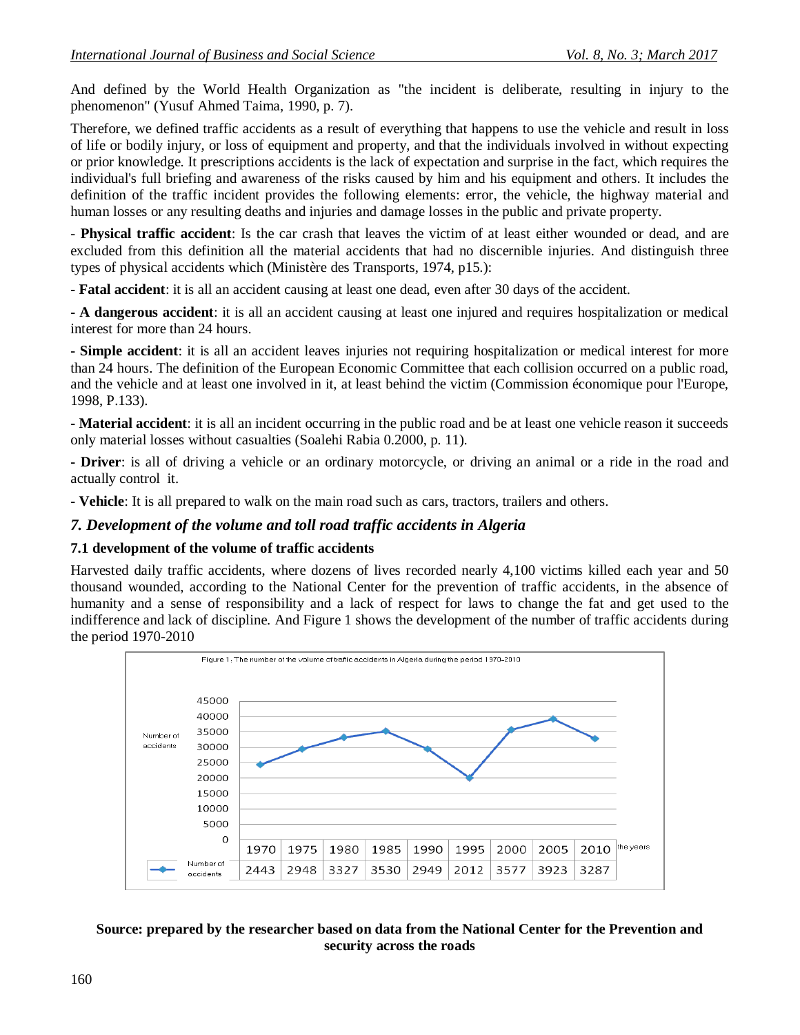And defined by the World Health Organization as "the incident is deliberate, resulting in injury to the phenomenon" (Yusuf Ahmed Taima, 1990, p. 7).

Therefore, we defined traffic accidents as a result of everything that happens to use the vehicle and result in loss of life or bodily injury, or loss of equipment and property, and that the individuals involved in without expecting or prior knowledge. It prescriptions accidents is the lack of expectation and surprise in the fact, which requires the individual's full briefing and awareness of the risks caused by him and his equipment and others. It includes the definition of the traffic incident provides the following elements: error, the vehicle, the highway material and human losses or any resulting deaths and injuries and damage losses in the public and private property.

- **Physical traffic accident**: Is the car crash that leaves the victim of at least either wounded or dead, and are excluded from this definition all the material accidents that had no discernible injuries. And distinguish three types of physical accidents which (Ministère des Transports, 1974, p15.):

**- Fatal accident**: it is all an accident causing at least one dead, even after 30 days of the accident.

**- A dangerous accident**: it is all an accident causing at least one injured and requires hospitalization or medical interest for more than 24 hours.

**- Simple accident**: it is all an accident leaves injuries not requiring hospitalization or medical interest for more than 24 hours. The definition of the European Economic Committee that each collision occurred on a public road, and the vehicle and at least one involved in it, at least behind the victim (Commission économique pour l'Europe, 1998, P.133).

**- Material accident**: it is all an incident occurring in the public road and be at least one vehicle reason it succeeds only material losses without casualties (Soalehi Rabia 0.2000, p. 11).

**- Driver**: is all of driving a vehicle or an ordinary motorcycle, or driving an animal or a ride in the road and actually control it.

**- Vehicle**: It is all prepared to walk on the main road such as cars, tractors, trailers and others.

## *7. Development of the volume and toll road traffic accidents in Algeria*

### 7.1 development of the volume of traffic accidents

Harvested daily traffic accidents, where dozens of lives recorded nearly 4,100 victims killed each year and 50 thousand wounded, according to the National Center for the prevention of traffic accidents, in the absence of humanity and a sense of responsibility and a lack of respect for laws to change the fat and get used to the indifference and lack of discipline. And Figure 1 shows the development of the number of traffic accidents during the period 1970-2010

Figure 1: The number of the volume of traffic accidents in Algeria during the period 1970-2010

| the years | 1970 | 1975 | 1980 | 1985 | 1990 | 1995 | 2000 | 2005 | 2010 |
|---|---|---|---|---|---|---|---|---|---|
| Number of accidents | 2443 | 2948 | 3327 | 3530 | 2949 | 2012 | 3577 | 3923 | 3287 |

**Source: prepared by the researcher based on data from the National Center for the Prevention and security across the roads**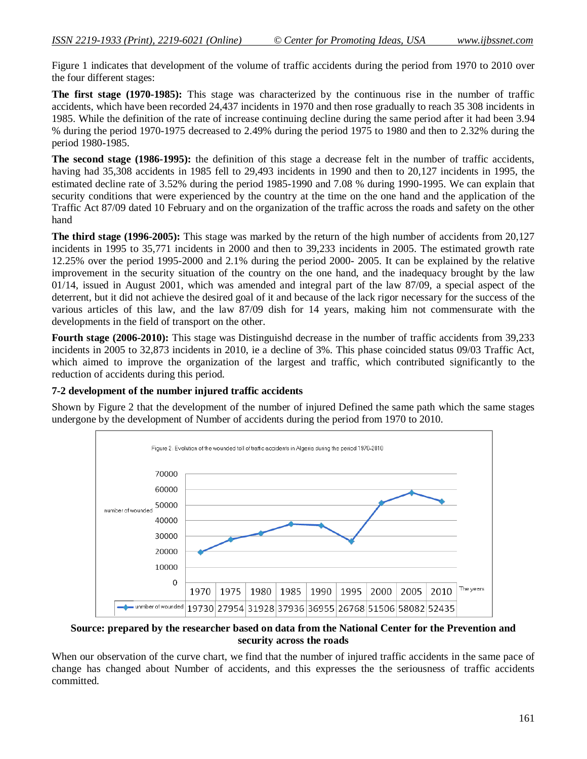Figure 1 indicates that development of the volume of traffic accidents during the period from 1970 to 2010 over the four different stages:

**The first stage (1970-1985):** This stage was characterized by the continuous rise in the number of traffic accidents, which have been recorded 24,437 incidents in 1970 and then rose gradually to reach 35 308 incidents in 1985. While the definition of the rate of increase continuing decline during the same period after it had been 3.94 % during the period 1970-1975 decreased to 2.49% during the period 1975 to 1980 and then to 2.32% during the period 1980-1985.

**The second stage (1986-1995):** the definition of this stage a decrease felt in the number of traffic accidents, having had 35,308 accidents in 1985 fell to 29,493 incidents in 1990 and then to 20,127 incidents in 1995, the estimated decline rate of 3.52% during the period 1985-1990 and 7.08 % during 1990-1995. We can explain that security conditions that were experienced by the country at the time on the one hand and the application of the Traffic Act 87/09 dated 10 February and on the organization of the traffic across the roads and safety on the other hand

**The third stage (1996-2005):** This stage was marked by the return of the high number of accidents from 20,127 incidents in 1995 to 35,771 incidents in 2000 and then to 39,233 incidents in 2005. The estimated growth rate 12.25% over the period 1995-2000 and 2.1% during the period 2000- 2005. It can be explained by the relative improvement in the security situation of the country on the one hand, and the inadequacy brought by the law 01/14, issued in August 2001, which was amended and integral part of the law 87/09, a special aspect of the deterrent, but it did not achieve the desired goal of it and because of the lack rigor necessary for the success of the various articles of this law, and the law 87/09 dish for 14 years, making him not commensurate with the developments in the field of transport on the other.

**Fourth stage (2006-2010):** This stage was Distinguishd decrease in the number of traffic accidents from 39,233 incidents in 2005 to 32,873 incidents in 2010, ie a decline of 3%. This phase coincided status 09/03 Traffic Act, which aimed to improve the organization of the largest and traffic, which contributed significantly to the reduction of accidents during this period.

**7-2 development of the number injured traffic accidents**

Shown by Figure 2 that the development of the number of injured Defined the same path which the same stages undergone by the development of Number of accidents during the period from 1970 to 2010.

Figure 2. Evolution of the wounded toll of traffic accidents in Algeria during the period 1970-2010

| The years | 1970 | 1975 | 1980 | 1985 | 1990 | 1995 | 2000 | 2005 | 2010 |
|---|---|---|---|---|---|---|---|---|---|
| unmber of wounded | 19730 | 27954 | 31928 | 37936 | 36955 | 26768 | 51506 | 58082 | 52435 |

**Source: prepared by the researcher based on data from the National Center for the Prevention and security across the roads**

When our observation of the curve chart, we find that the number of injured traffic accidents in the same pace of change has changed about Number of accidents, and this expresses the the seriousness of traffic accidents committed.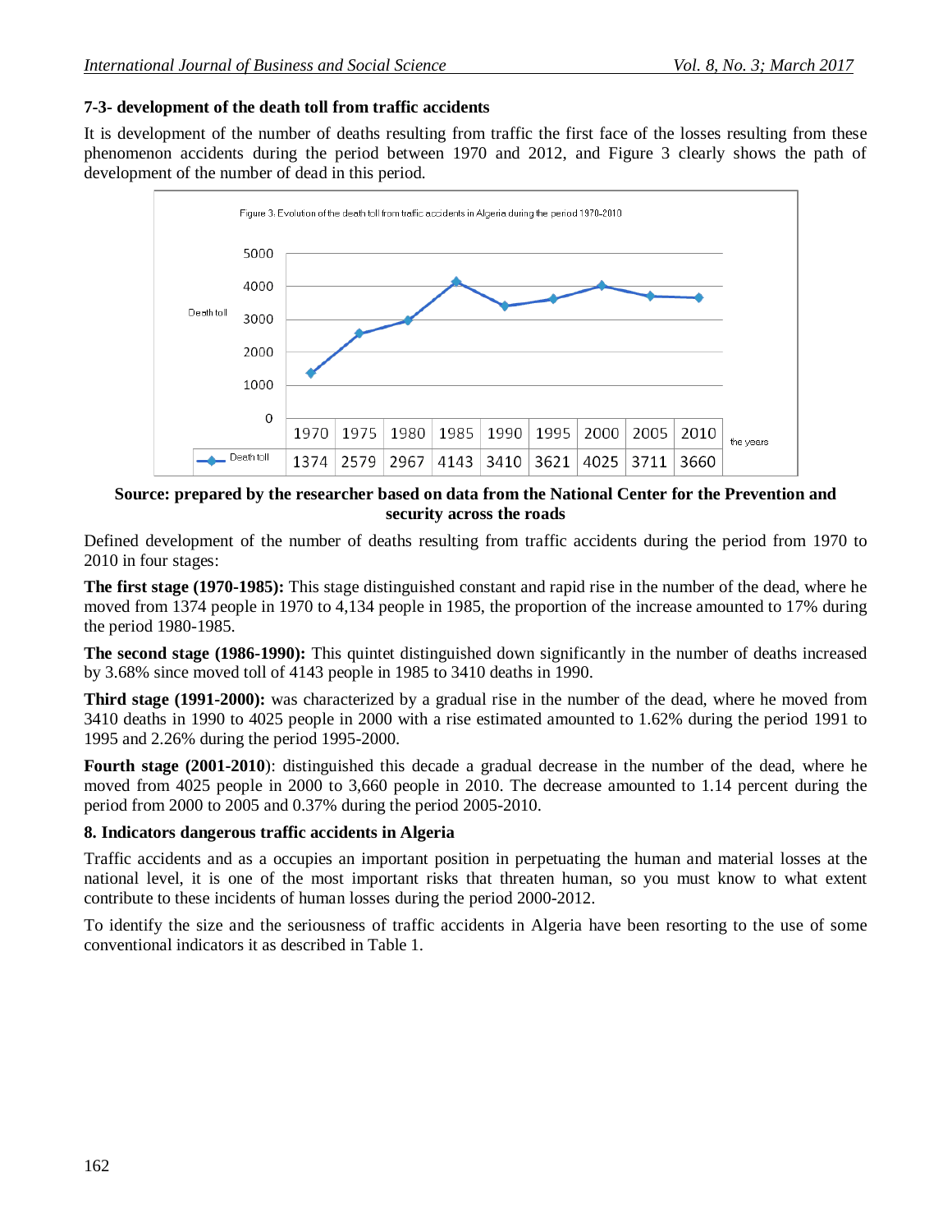### 7-3- development of the death toll from traffic accidents

It is development of the number of deaths resulting from traffic the first face of the losses resulting from these phenomenon accidents during the period between 1970 and 2012, and Figure 3 clearly shows the path of development of the number of dead in this period.

Figure 3: Evolution of the death toll from traffic accidents in Algeria during the period 1970-2010

| the years | 1970 | 1975 | 1980 | 1985 | 1990 | 1995 | 2000 | 2005 | 2010 |
|---|---|---|---|---|---|---|---|---|---|
| Death toll | 1374 | 2579 | 2967 | 4143 | 3410 | 3621 | 4025 | 3711 | 3660 |

**Source: prepared by the researcher based on data from the National Center for the Prevention and security across the roads**

Defined development of the number of deaths resulting from traffic accidents during the period from 1970 to 2010 in four stages:

**The first stage (1970-1985):** This stage distinguished constant and rapid rise in the number of the dead, where he moved from 1374 people in 1970 to 4,134 people in 1985, the proportion of the increase amounted to 17% during the period 1980-1985.

**The second stage (1986-1990):** This quintet distinguished down significantly in the number of deaths increased by 3.68% since moved toll of 4143 people in 1985 to 3410 deaths in 1990.

**Third stage (1991-2000):** was characterized by a gradual rise in the number of the dead, where he moved from 3410 deaths in 1990 to 4025 people in 2000 with a rise estimated amounted to 1.62% during the period 1991 to 1995 and 2.26% during the period 1995-2000.

**Fourth stage (2001-2010)**: distinguished this decade a gradual decrease in the number of the dead, where he moved from 4025 people in 2000 to 3,660 people in 2010. The decrease amounted to 1.14 percent during the period from 2000 to 2005 and 0.37% during the period 2005-2010.

### 8. Indicators dangerous traffic accidents in Algeria

Traffic accidents and as a occupies an important position in perpetuating the human and material losses at the national level, it is one of the most important risks that threaten human, so you must know to what extent contribute to these incidents of human losses during the period 2000-2012.

To identify the size and the seriousness of traffic accidents in Algeria have been resorting to the use of some conventional indicators it as described in Table 1.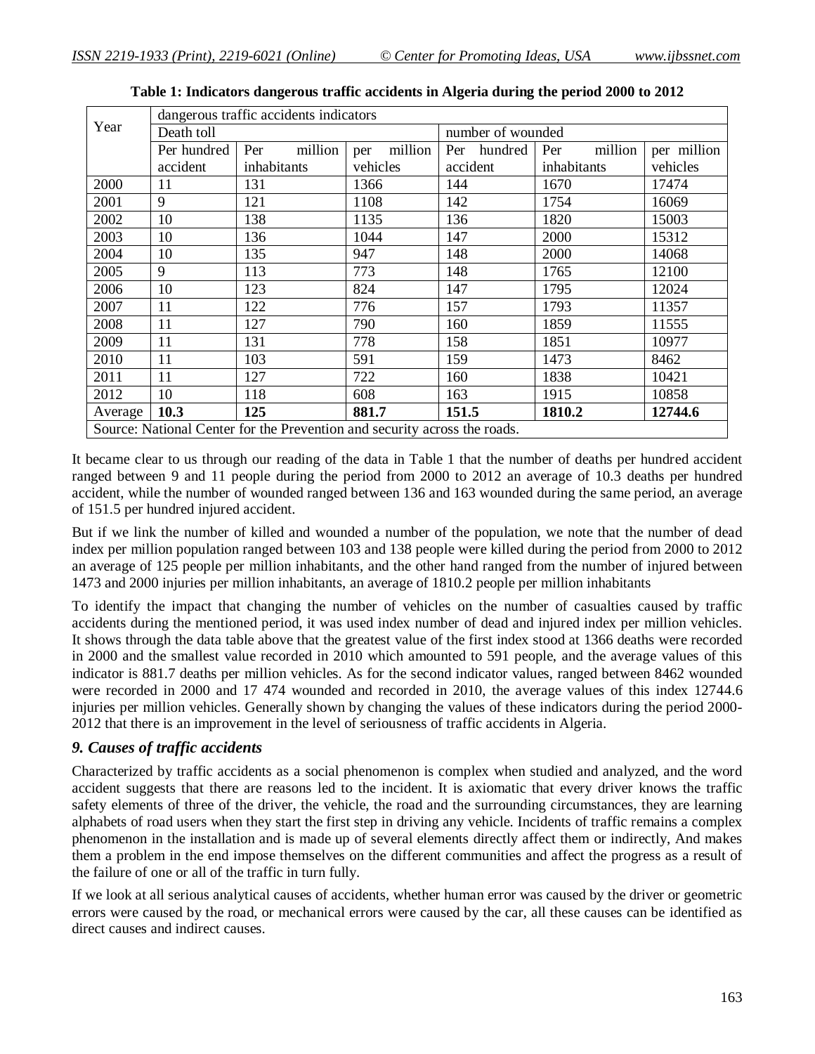**Table 1: Indicators dangerous traffic accidents in Algeria during the period 2000 to 2012**

| Year | dangerous traffic accidents indicators | | | | | |
|---|---|---|---|---|---|---|
| | Death toll | | | number of wounded | | |
| | Per hundred accident | Per million inhabitants | per million vehicles | Per hundred accident | Per million inhabitants | per million vehicles |
| 2000 | 11 | 131 | 1366 | 144 | 1670 | 17474 |
| 2001 | 9 | 121 | 1108 | 142 | 1754 | 16069 |
| 2002 | 10 | 138 | 1135 | 136 | 1820 | 15003 |
| 2003 | 10 | 136 | 1044 | 147 | 2000 | 15312 |
| 2004 | 10 | 135 | 947 | 148 | 2000 | 14068 |
| 2005 | 9 | 113 | 773 | 148 | 1765 | 12100 |
| 2006 | 10 | 123 | 824 | 147 | 1795 | 12024 |
| 2007 | 11 | 122 | 776 | 157 | 1793 | 11357 |
| 2008 | 11 | 127 | 790 | 160 | 1859 | 11555 |
| 2009 | 11 | 131 | 778 | 158 | 1851 | 10977 |
| 2010 | 11 | 103 | 591 | 159 | 1473 | 8462 |
| 2011 | 11 | 127 | 722 | 160 | 1838 | 10421 |
| 2012 | 10 | 118 | 608 | 163 | 1915 | 10858 |
| Average | **10.3** | **125** | **881.7** | **151.5** | **1810.2** | **12744.6** |

Source: National Center for the Prevention and security across the roads.

It became clear to us through our reading of the data in Table 1 that the number of deaths per hundred accident ranged between 9 and 11 people during the period from 2000 to 2012 an average of 10.3 deaths per hundred accident, while the number of wounded ranged between 136 and 163 wounded during the same period, an average of 151.5 per hundred injured accident.

But if we link the number of killed and wounded a number of the population, we note that the number of dead index per million population ranged between 103 and 138 people were killed during the period from 2000 to 2012 an average of 125 people per million inhabitants, and the other hand ranged from the number of injured between 1473 and 2000 injuries per million inhabitants, an average of 1810.2 people per million inhabitants

To identify the impact that changing the number of vehicles on the number of casualties caused by traffic accidents during the mentioned period, it was used index number of dead and injured index per million vehicles. It shows through the data table above that the greatest value of the first index stood at 1366 deaths were recorded in 2000 and the smallest value recorded in 2010 which amounted to 591 people, and the average values of this indicator is 881.7 deaths per million vehicles. As for the second indicator values, ranged between 8462 wounded were recorded in 2000 and 17 474 wounded and recorded in 2010, the average values of this index 12744.6 injuries per million vehicles. Generally shown by changing the values of these indicators during the period 2000-2012 that there is an improvement in the level of seriousness of traffic accidents in Algeria.

## *9. Causes of traffic accidents*

Characterized by traffic accidents as a social phenomenon is complex when studied and analyzed, and the word accident suggests that there are reasons led to the incident. It is axiomatic that every driver knows the traffic safety elements of three of the driver, the vehicle, the road and the surrounding circumstances, they are learning alphabets of road users when they start the first step in driving any vehicle. Incidents of traffic remains a complex phenomenon in the installation and is made up of several elements directly affect them or indirectly, And makes them a problem in the end impose themselves on the different communities and affect the progress as a result of the failure of one or all of the traffic in turn fully.

If we look at all serious analytical causes of accidents, whether human error was caused by the driver or geometric errors were caused by the road, or mechanical errors were caused by the car, all these causes can be identified as direct causes and indirect causes.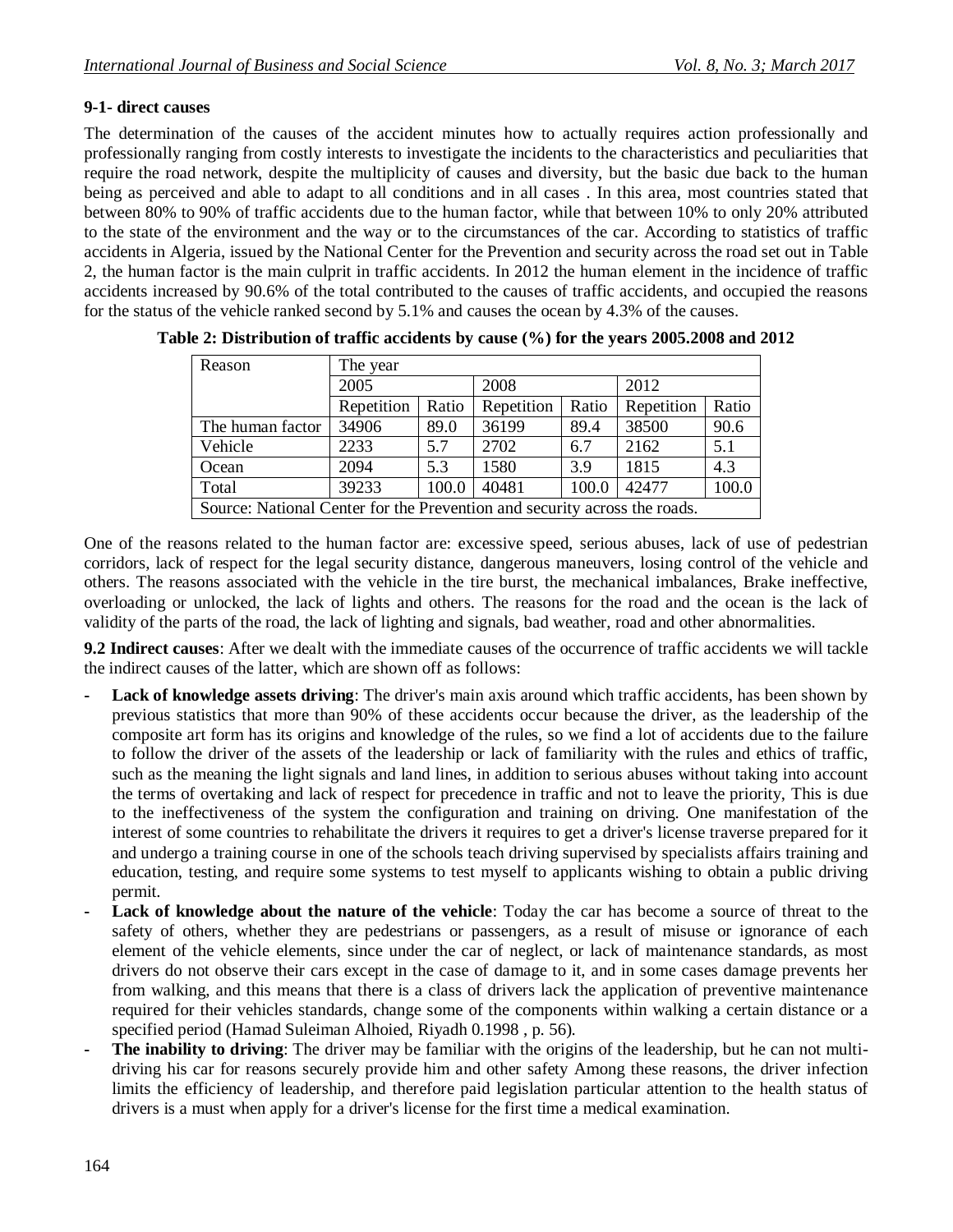### 9-1- direct causes

The determination of the causes of the accident minutes how to actually requires action professionally and professionally ranging from costly interests to investigate the incidents to the characteristics and peculiarities that require the road network, despite the multiplicity of causes and diversity, but the basic due back to the human being as perceived and able to adapt to all conditions and in all cases . In this area, most countries stated that between 80% to 90% of traffic accidents due to the human factor, while that between 10% to only 20% attributed to the state of the environment and the way or to the circumstances of the car. According to statistics of traffic accidents in Algeria, issued by the National Center for the Prevention and security across the road set out in Table 2, the human factor is the main culprit in traffic accidents. In 2012 the human element in the incidence of traffic accidents increased by 90.6% of the total contributed to the causes of traffic accidents, and occupied the reasons for the status of the vehicle ranked second by 5.1% and causes the ocean by 4.3% of the causes.

**Table 2: Distribution of traffic accidents by cause (%) for the years 2005.2008 and 2012**

| Reason | The year | | | | | |
|---|---|---|---|---|---|---|
| | 2005 | | 2008 | | 2012 | |
| | Repetition | Ratio | Repetition | Ratio | Repetition | Ratio |
| The human factor | 34906 | 89.0 | 36199 | 89.4 | 38500 | 90.6 |
| Vehicle | 2233 | 5.7 | 2702 | 6.7 | 2162 | 5.1 |
| Ocean | 2094 | 5.3 | 1580 | 3.9 | 1815 | 4.3 |
| Total | 39233 | 100.0 | 40481 | 100.0 | 42477 | 100.0 |

Source: National Center for the Prevention and security across the roads.

One of the reasons related to the human factor are: excessive speed, serious abuses, lack of use of pedestrian corridors, lack of respect for the legal security distance, dangerous maneuvers, losing control of the vehicle and others. The reasons associated with the vehicle in the tire burst, the mechanical imbalances, Brake ineffective, overloading or unlocked, the lack of lights and others. The reasons for the road and the ocean is the lack of validity of the parts of the road, the lack of lighting and signals, bad weather, road and other abnormalities.

**9.2 Indirect causes**: After we dealt with the immediate causes of the occurrence of traffic accidents we will tackle the indirect causes of the latter, which are shown off as follows:

- **Lack of knowledge assets driving**: The driver's main axis around which traffic accidents, has been shown by previous statistics that more than 90% of these accidents occur because the driver, as the leadership of the composite art form has its origins and knowledge of the rules, so we find a lot of accidents due to the failure to follow the driver of the assets of the leadership or lack of familiarity with the rules and ethics of traffic, such as the meaning the light signals and land lines, in addition to serious abuses without taking into account the terms of overtaking and lack of respect for precedence in traffic and not to leave the priority, This is due to the ineffectiveness of the system the configuration and training on driving. One manifestation of the interest of some countries to rehabilitate the drivers it requires to get a driver's license traverse prepared for it and undergo a training course in one of the schools teach driving supervised by specialists affairs training and education, testing, and require some systems to test myself to applicants wishing to obtain a public driving permit.
- **Lack of knowledge about the nature of the vehicle**: Today the car has become a source of threat to the safety of others, whether they are pedestrians or passengers, as a result of misuse or ignorance of each element of the vehicle elements, since under the car of neglect, or lack of maintenance standards, as most drivers do not observe their cars except in the case of damage to it, and in some cases damage prevents her from walking, and this means that there is a class of drivers lack the application of preventive maintenance required for their vehicles standards, change some of the components within walking a certain distance or a specified period (Hamad Suleiman Alhoied, Riyadh 0.1998 , p. 56).
- **The inability to driving**: The driver may be familiar with the origins of the leadership, but he can not multi-driving his car for reasons securely provide him and other safety Among these reasons, the driver infection limits the efficiency of leadership, and therefore paid legislation particular attention to the health status of drivers is a must when apply for a driver's license for the first time a medical examination.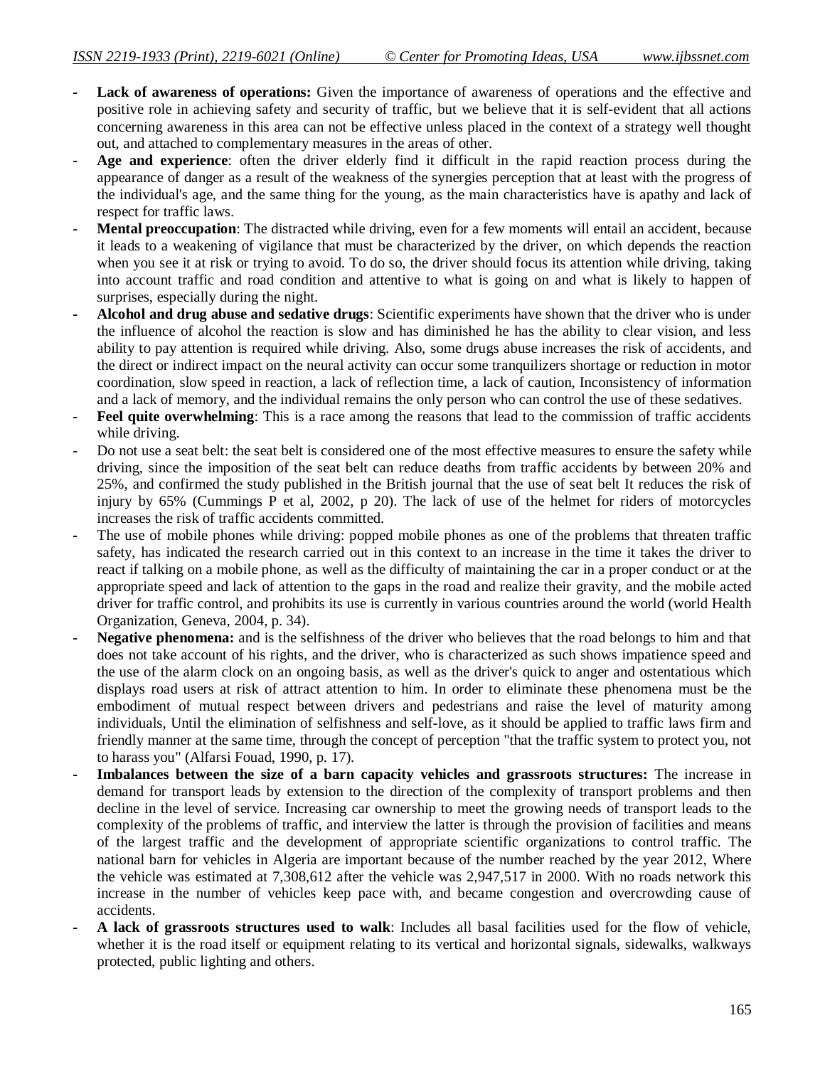- **Lack of awareness of operations:** Given the importance of awareness of operations and the effective and positive role in achieving safety and security of traffic, but we believe that it is self-evident that all actions concerning awareness in this area can not be effective unless placed in the context of a strategy well thought out, and attached to complementary measures in the areas of other.
- **Age and experience**: often the driver elderly find it difficult in the rapid reaction process during the appearance of danger as a result of the weakness of the synergies perception that at least with the progress of the individual's age, and the same thing for the young, as the main characteristics have is apathy and lack of respect for traffic laws.
- **Mental preoccupation**: The distracted while driving, even for a few moments will entail an accident, because it leads to a weakening of vigilance that must be characterized by the driver, on which depends the reaction when you see it at risk or trying to avoid. To do so, the driver should focus its attention while driving, taking into account traffic and road condition and attentive to what is going on and what is likely to happen of surprises, especially during the night.
- **Alcohol and drug abuse and sedative drugs**: Scientific experiments have shown that the driver who is under the influence of alcohol the reaction is slow and has diminished he has the ability to clear vision, and less ability to pay attention is required while driving. Also, some drugs abuse increases the risk of accidents, and the direct or indirect impact on the neural activity can occur some tranquilizers shortage or reduction in motor coordination, slow speed in reaction, a lack of reflection time, a lack of caution, Inconsistency of information and a lack of memory, and the individual remains the only person who can control the use of these sedatives.
- **Feel quite overwhelming**: This is a race among the reasons that lead to the commission of traffic accidents while driving.
- Do not use a seat belt: the seat belt is considered one of the most effective measures to ensure the safety while driving, since the imposition of the seat belt can reduce deaths from traffic accidents by between 20% and 25%, and confirmed the study published in the British journal that the use of seat belt It reduces the risk of injury by 65% (Cummings P et al, 2002, p 20). The lack of use of the helmet for riders of motorcycles increases the risk of traffic accidents committed.
- The use of mobile phones while driving: popped mobile phones as one of the problems that threaten traffic safety, has indicated the research carried out in this context to an increase in the time it takes the driver to react if talking on a mobile phone, as well as the difficulty of maintaining the car in a proper conduct or at the appropriate speed and lack of attention to the gaps in the road and realize their gravity, and the mobile acted driver for traffic control, and prohibits its use is currently in various countries around the world (world Health Organization, Geneva, 2004, p. 34).
- **Negative phenomena:** and is the selfishness of the driver who believes that the road belongs to him and that does not take account of his rights, and the driver, who is characterized as such shows impatience speed and the use of the alarm clock on an ongoing basis, as well as the driver's quick to anger and ostentatious which displays road users at risk of attract attention to him. In order to eliminate these phenomena must be the embodiment of mutual respect between drivers and pedestrians and raise the level of maturity among individuals, Until the elimination of selfishness and self-love, as it should be applied to traffic laws firm and friendly manner at the same time, through the concept of perception "that the traffic system to protect you, not to harass you" (Alfarsi Fouad, 1990, p. 17).
- **Imbalances between the size of a barn capacity vehicles and grassroots structures:** The increase in demand for transport leads by extension to the direction of the complexity of transport problems and then decline in the level of service. Increasing car ownership to meet the growing needs of transport leads to the complexity of the problems of traffic, and interview the latter is through the provision of facilities and means of the largest traffic and the development of appropriate scientific organizations to control traffic. The national barn for vehicles in Algeria are important because of the number reached by the year 2012, Where the vehicle was estimated at 7,308,612 after the vehicle was 2,947,517 in 2000. With no roads network this increase in the number of vehicles keep pace with, and became congestion and overcrowding cause of accidents.
- **A lack of grassroots structures used to walk**: Includes all basal facilities used for the flow of vehicle, whether it is the road itself or equipment relating to its vertical and horizontal signals, sidewalks, walkways protected, public lighting and others.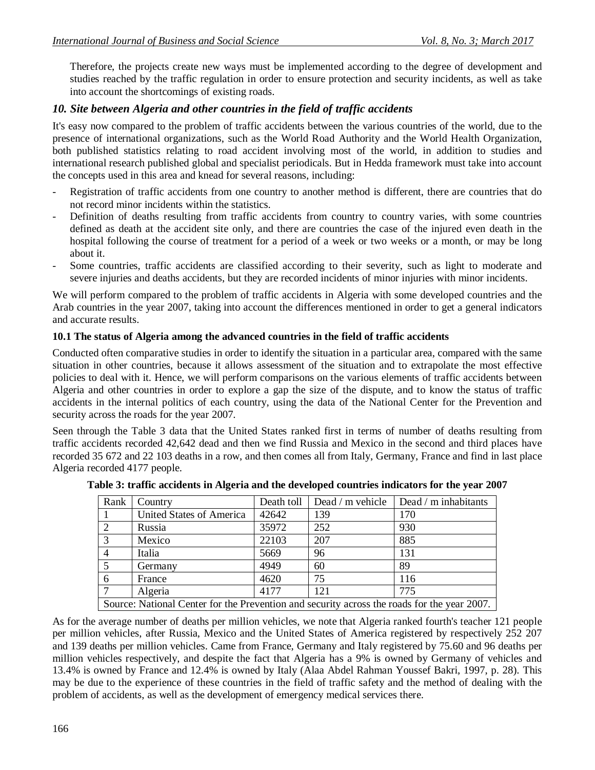Therefore, the projects create new ways must be implemented according to the degree of development and studies reached by the traffic regulation in order to ensure protection and security incidents, as well as take into account the shortcomings of existing roads.

## *10. Site between Algeria and other countries in the field of traffic accidents*

It's easy now compared to the problem of traffic accidents between the various countries of the world, due to the presence of international organizations, such as the World Road Authority and the World Health Organization, both published statistics relating to road accident involving most of the world, in addition to studies and international research published global and specialist periodicals. But in Hedda framework must take into account the concepts used in this area and knead for several reasons, including:

- Registration of traffic accidents from one country to another method is different, there are countries that do not record minor incidents within the statistics.
- Definition of deaths resulting from traffic accidents from country to country varies, with some countries defined as death at the accident site only, and there are countries the case of the injured even death in the hospital following the course of treatment for a period of a week or two weeks or a month, or may be long about it.
- Some countries, traffic accidents are classified according to their severity, such as light to moderate and severe injuries and deaths accidents, but they are recorded incidents of minor injuries with minor incidents.

We will perform compared to the problem of traffic accidents in Algeria with some developed countries and the Arab countries in the year 2007, taking into account the differences mentioned in order to get a general indicators and accurate results.

### 10.1 The status of Algeria among the advanced countries in the field of traffic accidents

Conducted often comparative studies in order to identify the situation in a particular area, compared with the same situation in other countries, because it allows assessment of the situation and to extrapolate the most effective policies to deal with it. Hence, we will perform comparisons on the various elements of traffic accidents between Algeria and other countries in order to explore a gap the size of the dispute, and to know the status of traffic accidents in the internal politics of each country, using the data of the National Center for the Prevention and security across the roads for the year 2007.

Seen through the Table 3 data that the United States ranked first in terms of number of deaths resulting from traffic accidents recorded 42,642 dead and then we find Russia and Mexico in the second and third places have recorded 35 672 and 22 103 deaths in a row, and then comes all from Italy, Germany, France and find in last place Algeria recorded 4177 people.

**Table 3: traffic accidents in Algeria and the developed countries indicators for the year 2007**

| Rank | Country | Death toll | Dead / m vehicle | Dead / m inhabitants |
|---|---|---|---|---|
| 1 | United States of America | 42642 | 139 | 170 |
| 2 | Russia | 35972 | 252 | 930 |
| 3 | Mexico | 22103 | 207 | 885 |
| 4 | Italia | 5669 | 96 | 131 |
| 5 | Germany | 4949 | 60 | 89 |
| 6 | France | 4620 | 75 | 116 |
| 7 | Algeria | 4177 | 121 | 775 |
| Source: National Center for the Prevention and security across the roads for the year 2007. | | | | |

As for the average number of deaths per million vehicles, we note that Algeria ranked fourth's teacher 121 people per million vehicles, after Russia, Mexico and the United States of America registered by respectively 252 207 and 139 deaths per million vehicles. Came from France, Germany and Italy registered by 75.60 and 96 deaths per million vehicles respectively, and despite the fact that Algeria has a 9% is owned by Germany of vehicles and 13.4% is owned by France and 12.4% is owned by Italy (Alaa Abdel Rahman Youssef Bakri, 1997, p. 28). This may be due to the experience of these countries in the field of traffic safety and the method of dealing with the problem of accidents, as well as the development of emergency medical services there.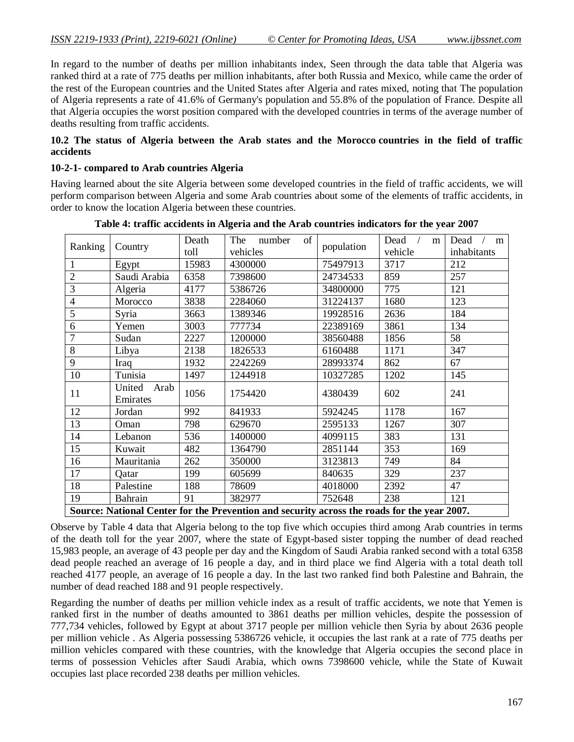In regard to the number of deaths per million inhabitants index, Seen through the data table that Algeria was ranked third at a rate of 775 deaths per million inhabitants, after both Russia and Mexico, while came the order of the rest of the European countries and the United States after Algeria and rates mixed, noting that The population of Algeria represents a rate of 41.6% of Germany's population and 55.8% of the population of France. Despite all that Algeria occupies the worst position compared with the developed countries in terms of the average number of deaths resulting from traffic accidents.

### 10.2 The status of Algeria between the Arab states and the Morocco countries in the field of traffic accidents

#### 10-2-1- compared to Arab countries Algeria

Having learned about the site Algeria between some developed countries in the field of traffic accidents, we will perform comparison between Algeria and some Arab countries about some of the elements of traffic accidents, in order to know the location Algeria between these countries.

**Table 4: traffic accidents in Algeria and the Arab countries indicators for the year 2007**

| Ranking | Country | Death toll | The number of vehicles | population | Dead / m vehicle | Dead / m inhabitants |
|---|---|---|---|---|---|---|
| 1 | Egypt | 15983 | 4300000 | 75497913 | 3717 | 212 |
| 2 | Saudi Arabia | 6358 | 7398600 | 24734533 | 859 | 257 |
| 3 | Algeria | 4177 | 5386726 | 34800000 | 775 | 121 |
| 4 | Morocco | 3838 | 2284060 | 31224137 | 1680 | 123 |
| 5 | Syria | 3663 | 1389346 | 19928516 | 2636 | 184 |
| 6 | Yemen | 3003 | 777734 | 22389169 | 3861 | 134 |
| 7 | Sudan | 2227 | 1200000 | 38560488 | 1856 | 58 |
| 8 | Libya | 2138 | 1826533 | 6160488 | 1171 | 347 |
| 9 | Iraq | 1932 | 2242269 | 28993374 | 862 | 67 |
| 10 | Tunisia | 1497 | 1244918 | 10327285 | 1202 | 145 |
| 11 | United Arab Emirates | 1056 | 1754420 | 4380439 | 602 | 241 |
| 12 | Jordan | 992 | 841933 | 5924245 | 1178 | 167 |
| 13 | Oman | 798 | 629670 | 2595133 | 1267 | 307 |
| 14 | Lebanon | 536 | 1400000 | 4099115 | 383 | 131 |
| 15 | Kuwait | 482 | 1364790 | 2851144 | 353 | 169 |
| 16 | Mauritania | 262 | 350000 | 3123813 | 749 | 84 |
| 17 | Qatar | 199 | 605699 | 840635 | 329 | 237 |
| 18 | Palestine | 188 | 78609 | 4018000 | 2392 | 47 |
| 19 | Bahrain | 91 | 382977 | 752648 | 238 | 121 |

**Source: National Center for the Prevention and security across the roads for the year 2007.**

Observe by Table 4 data that Algeria belong to the top five which occupies third among Arab countries in terms of the death toll for the year 2007, where the state of Egypt-based sister topping the number of dead reached 15,983 people, an average of 43 people per day and the Kingdom of Saudi Arabia ranked second with a total 6358 dead people reached an average of 16 people a day, and in third place we find Algeria with a total death toll reached 4177 people, an average of 16 people a day. In the last two ranked find both Palestine and Bahrain, the number of dead reached 188 and 91 people respectively.

Regarding the number of deaths per million vehicle index as a result of traffic accidents, we note that Yemen is ranked first in the number of deaths amounted to 3861 deaths per million vehicles, despite the possession of 777,734 vehicles, followed by Egypt at about 3717 people per million vehicle then Syria by about 2636 people per million vehicle . As Algeria possessing 5386726 vehicle, it occupies the last rank at a rate of 775 deaths per million vehicles compared with these countries, with the knowledge that Algeria occupies the second place in terms of possession Vehicles after Saudi Arabia, which owns 7398600 vehicle, while the State of Kuwait occupies last place recorded 238 deaths per million vehicles.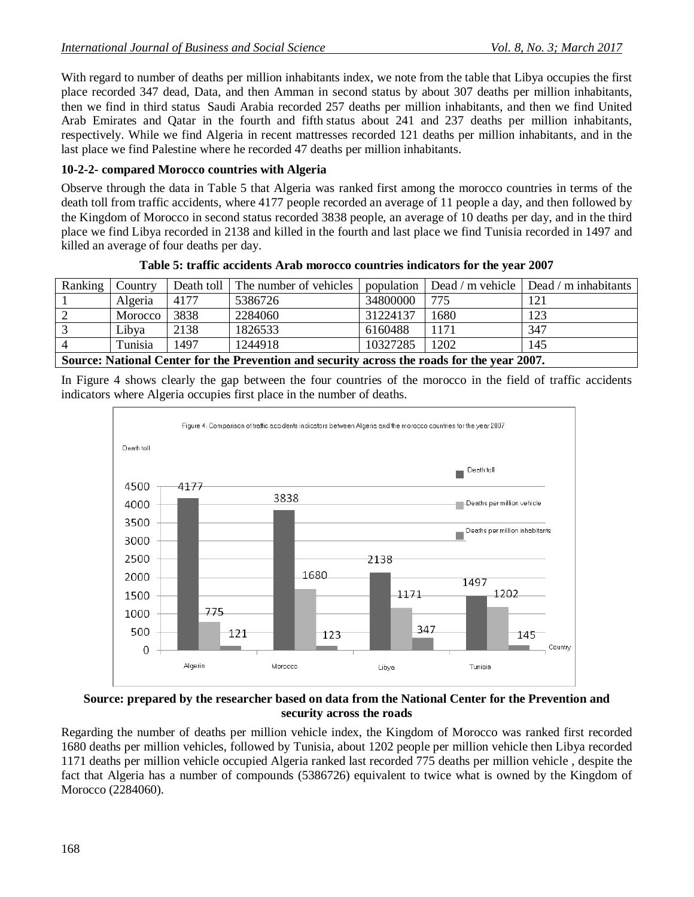With regard to number of deaths per million inhabitants index, we note from the table that Libya occupies the first place recorded 347 dead, Data, and then Amman in second status by about 307 deaths per million inhabitants, then we find in third status Saudi Arabia recorded 257 deaths per million inhabitants, and then we find United Arab Emirates and Qatar in the fourth and fifth status about 241 and 237 deaths per million inhabitants, respectively. While we find Algeria in recent mattresses recorded 121 deaths per million inhabitants, and in the last place we find Palestine where he recorded 47 deaths per million inhabitants.

**10-2-2- compared Morocco countries with Algeria**

Observe through the data in Table 5 that Algeria was ranked first among the morocco countries in terms of the death toll from traffic accidents, where 4177 people recorded an average of 11 people a day, and then followed by the Kingdom of Morocco in second status recorded 3838 people, an average of 10 deaths per day, and in the third place we find Libya recorded in 2138 and killed in the fourth and last place we find Tunisia recorded in 1497 and killed an average of four deaths per day.

**Table 5: traffic accidents Arab morocco countries indicators for the year 2007**

| Ranking | Country | Death toll | The number of vehicles | population | Dead / m vehicle | Dead / m inhabitants |
|---|---|---|---|---|---|---|
| 1 | Algeria | 4177 | 5386726 | 34800000 | 775 | 121 |
| 2 | Morocco | 3838 | 2284060 | 31224137 | 1680 | 123 |
| 3 | Libya | 2138 | 1826533 | 6160488 | 1171 | 347 |
| 4 | Tunisia | 1497 | 1244918 | 10327285 | 1202 | 145 |

**Source: National Center for the Prevention and security across the roads for the year 2007.**

In Figure 4 shows clearly the gap between the four countries of the morocco in the field of traffic accidents indicators where Algeria occupies first place in the number of deaths.

Figure 4: Comparison of traffic accidents indicators between Algeria and the morocco countries for the year 2007

| Country | Death toll | Deaths per million vehicle | Deaths per million inhabitants |
|---|---|---|---|
| Algeria | 4177 | 775 | 121 |
| Morocco | 3838 | 1680 | 123 |
| Libya | 2138 | 1171 | 347 |
| Tunisia | 1497 | 1202 | 145 |

**Source: prepared by the researcher based on data from the National Center for the Prevention and security across the roads**

Regarding the number of deaths per million vehicle index, the Kingdom of Morocco was ranked first recorded 1680 deaths per million vehicles, followed by Tunisia, about 1202 people per million vehicle then Libya recorded 1171 deaths per million vehicle occupied Algeria ranked last recorded 775 deaths per million vehicle , despite the fact that Algeria has a number of compounds (5386726) equivalent to twice what is owned by the Kingdom of Morocco (2284060).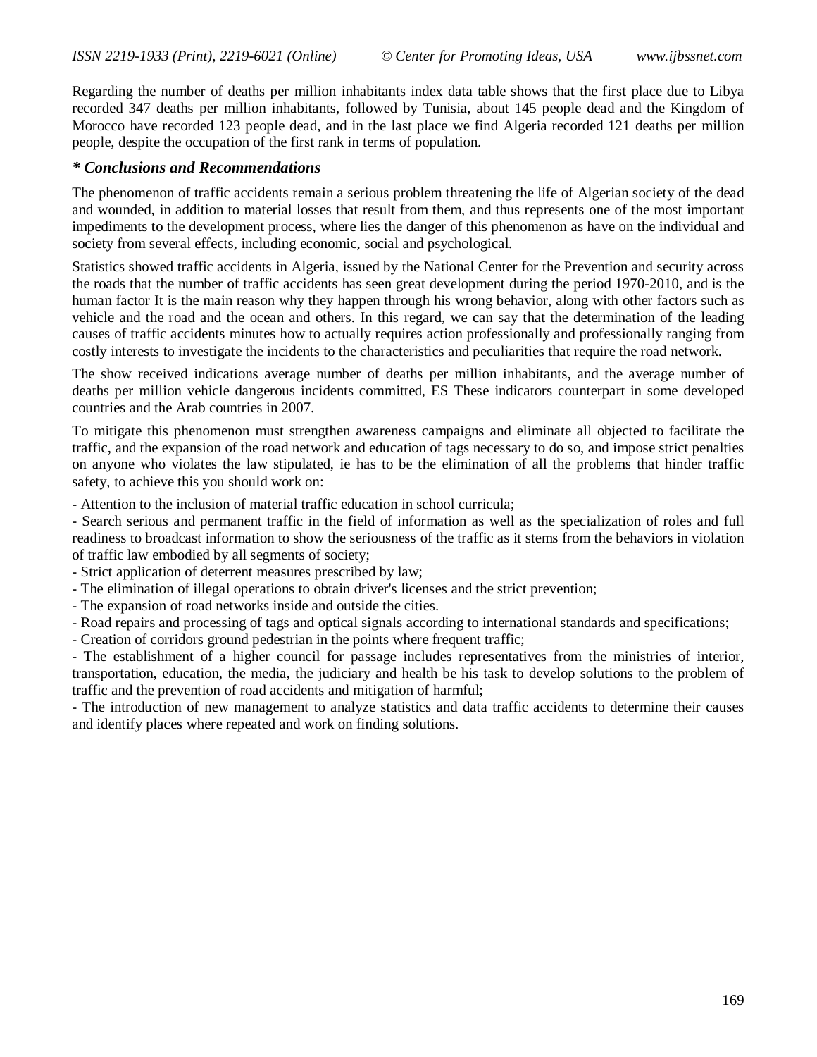Regarding the number of deaths per million inhabitants index data table shows that the first place due to Libya recorded 347 deaths per million inhabitants, followed by Tunisia, about 145 people dead and the Kingdom of Morocco have recorded 123 people dead, and in the last place we find Algeria recorded 121 deaths per million people, despite the occupation of the first rank in terms of population.

### *** Conclusions and Recommendations**

The phenomenon of traffic accidents remain a serious problem threatening the life of Algerian society of the dead and wounded, in addition to material losses that result from them, and thus represents one of the most important impediments to the development process, where lies the danger of this phenomenon as have on the individual and society from several effects, including economic, social and psychological.

Statistics showed traffic accidents in Algeria, issued by the National Center for the Prevention and security across the roads that the number of traffic accidents has seen great development during the period 1970-2010, and is the human factor It is the main reason why they happen through his wrong behavior, along with other factors such as vehicle and the road and the ocean and others. In this regard, we can say that the determination of the leading causes of traffic accidents minutes how to actually requires action professionally and professionally ranging from costly interests to investigate the incidents to the characteristics and peculiarities that require the road network.

The show received indications average number of deaths per million inhabitants, and the average number of deaths per million vehicle dangerous incidents committed, ES These indicators counterpart in some developed countries and the Arab countries in 2007.

To mitigate this phenomenon must strengthen awareness campaigns and eliminate all objected to facilitate the traffic, and the expansion of the road network and education of tags necessary to do so, and impose strict penalties on anyone who violates the law stipulated, ie has to be the elimination of all the problems that hinder traffic safety, to achieve this you should work on:

- Attention to the inclusion of material traffic education in school curricula;
- Search serious and permanent traffic in the field of information as well as the specialization of roles and full readiness to broadcast information to show the seriousness of the traffic as it stems from the behaviors in violation of traffic law embodied by all segments of society;
- Strict application of deterrent measures prescribed by law;
- The elimination of illegal operations to obtain driver's licenses and the strict prevention;
- The expansion of road networks inside and outside the cities.
- Road repairs and processing of tags and optical signals according to international standards and specifications;
- Creation of corridors ground pedestrian in the points where frequent traffic;
- The establishment of a higher council for passage includes representatives from the ministries of interior, transportation, education, the media, the judiciary and health be his task to develop solutions to the problem of traffic and the prevention of road accidents and mitigation of harmful;
- The introduction of new management to analyze statistics and data traffic accidents to determine their causes and identify places where repeated and work on finding solutions.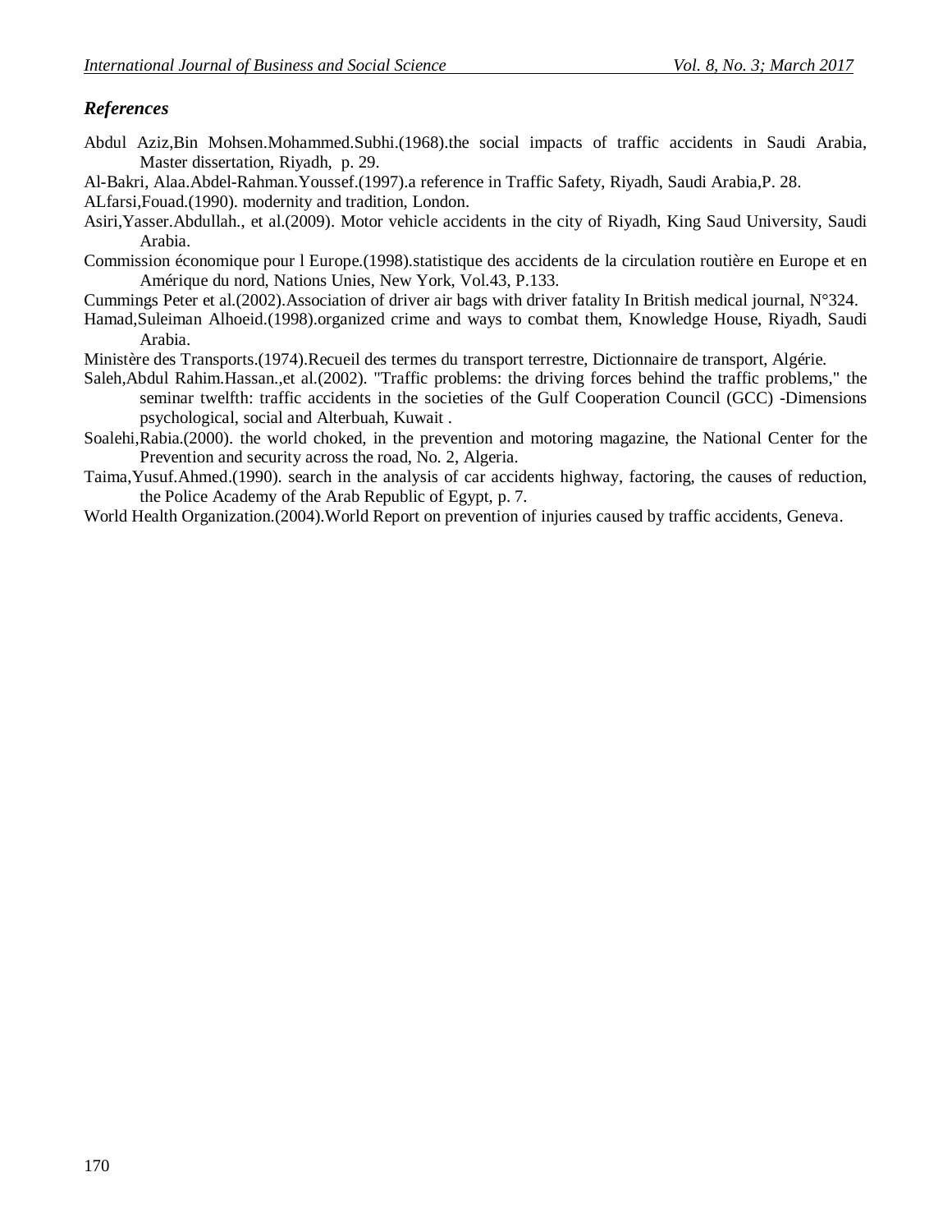### *References*

Abdul Aziz,Bin Mohsen.Mohammed.Subhi.(1968).the social impacts of traffic accidents in Saudi Arabia, Master dissertation, Riyadh, p. 29.

Al-Bakri, Alaa.Abdel-Rahman.Youssef.(1997).a reference in Traffic Safety, Riyadh, Saudi Arabia,P. 28.

ALfarsi,Fouad.(1990). modernity and tradition, London.

Asiri,Yasser.Abdullah., et al.(2009). Motor vehicle accidents in the city of Riyadh, King Saud University, Saudi Arabia.

Commission économique pour l Europe.(1998).statistique des accidents de la circulation routière en Europe et en Amérique du nord, Nations Unies, New York, Vol.43, P.133.

Cummings Peter et al.(2002).Association of driver air bags with driver fatality In British medical journal, N°324.

Hamad,Suleiman Alhoeid.(1998).organized crime and ways to combat them, Knowledge House, Riyadh, Saudi Arabia.

Ministère des Transports.(1974).Recueil des termes du transport terrestre, Dictionnaire de transport, Algérie.

Saleh,Abdul Rahim.Hassan.,et al.(2002). "Traffic problems: the driving forces behind the traffic problems," the seminar twelfth: traffic accidents in the societies of the Gulf Cooperation Council (GCC) -Dimensions psychological, social and Alterbuah, Kuwait .

Soalehi,Rabia.(2000). the world choked, in the prevention and motoring magazine, the National Center for the Prevention and security across the road, No. 2, Algeria.

Taima,Yusuf.Ahmed.(1990). search in the analysis of car accidents highway, factoring, the causes of reduction, the Police Academy of the Arab Republic of Egypt, p. 7.

World Health Organization.(2004).World Report on prevention of injuries caused by traffic accidents, Geneva.